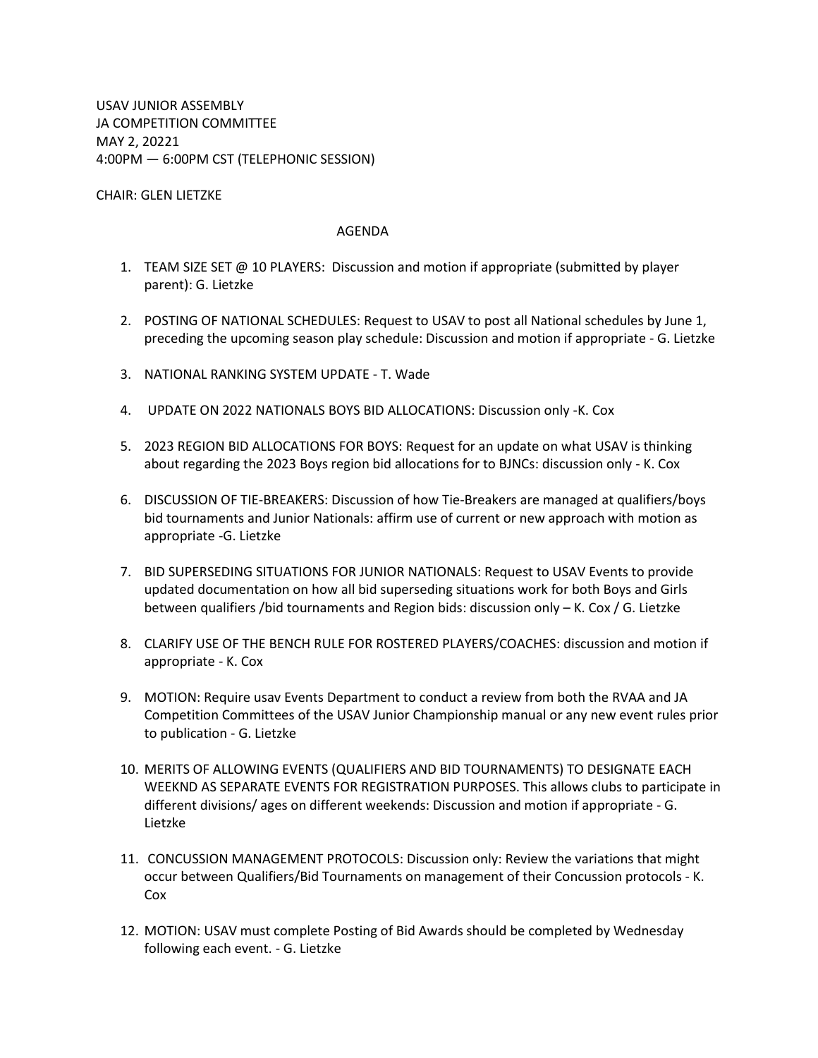USAV JUNIOR ASSEMBLY
JA COMPETITION COMMITTEE
MAY 2, 20221
4:00PM — 6:00PM CST (TELEPHONIC SESSION)

CHAIR: GLEN LIETZKE

AGENDA

1. TEAM SIZE SET @ 10 PLAYERS: Discussion and motion if appropriate (submitted by player parent): G. Lietzke

2. POSTING OF NATIONAL SCHEDULES: Request to USAV to post all National schedules by June 1, preceding the upcoming season play schedule: Discussion and motion if appropriate - G. Lietzke

3. NATIONAL RANKING SYSTEM UPDATE - T. Wade

4. UPDATE ON 2022 NATIONALS BOYS BID ALLOCATIONS: Discussion only -K. Cox

5. 2023 REGION BID ALLOCATIONS FOR BOYS: Request for an update on what USAV is thinking about regarding the 2023 Boys region bid allocations for to BJNCs: discussion only - K. Cox

6. DISCUSSION OF TIE-BREAKERS: Discussion of how Tie-Breakers are managed at qualifiers/boys bid tournaments and Junior Nationals: affirm use of current or new approach with motion as appropriate -G. Lietzke

7. BID SUPERSEDING SITUATIONS FOR JUNIOR NATIONALS: Request to USAV Events to provide updated documentation on how all bid superseding situations work for both Boys and Girls between qualifiers /bid tournaments and Region bids: discussion only – K. Cox / G. Lietzke

8. CLARIFY USE OF THE BENCH RULE FOR ROSTERED PLAYERS/COACHES: discussion and motion if appropriate - K. Cox

9. MOTION: Require usav Events Department to conduct a review from both the RVAA and JA Competition Committees of the USAV Junior Championship manual or any new event rules prior to publication - G. Lietzke

10. MERITS OF ALLOWING EVENTS (QUALIFIERS AND BID TOURNAMENTS) TO DESIGNATE EACH WEEKND AS SEPARATE EVENTS FOR REGISTRATION PURPOSES. This allows clubs to participate in different divisions/ ages on different weekends: Discussion and motion if appropriate - G. Lietzke

11. CONCUSSION MANAGEMENT PROTOCOLS: Discussion only: Review the variations that might occur between Qualifiers/Bid Tournaments on management of their Concussion protocols - K. Cox

12. MOTION: USAV must complete Posting of Bid Awards should be completed by Wednesday following each event. - G. Lietzke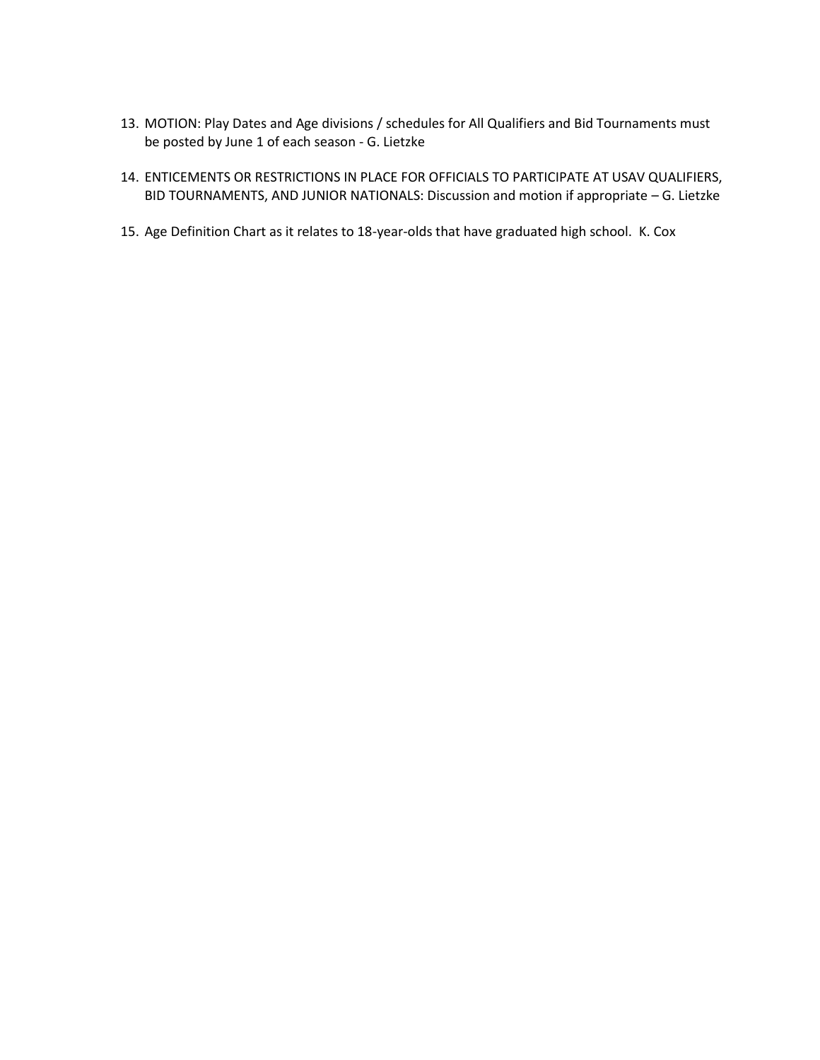13. MOTION: Play Dates and Age divisions / schedules for All Qualifiers and Bid Tournaments must be posted by June 1 of each season - G. Lietzke

14. ENTICEMENTS OR RESTRICTIONS IN PLACE FOR OFFICIALS TO PARTICIPATE AT USAV QUALIFIERS, BID TOURNAMENTS, AND JUNIOR NATIONALS: Discussion and motion if appropriate – G. Lietzke

15. Age Definition Chart as it relates to 18-year-olds that have graduated high school. K. Cox